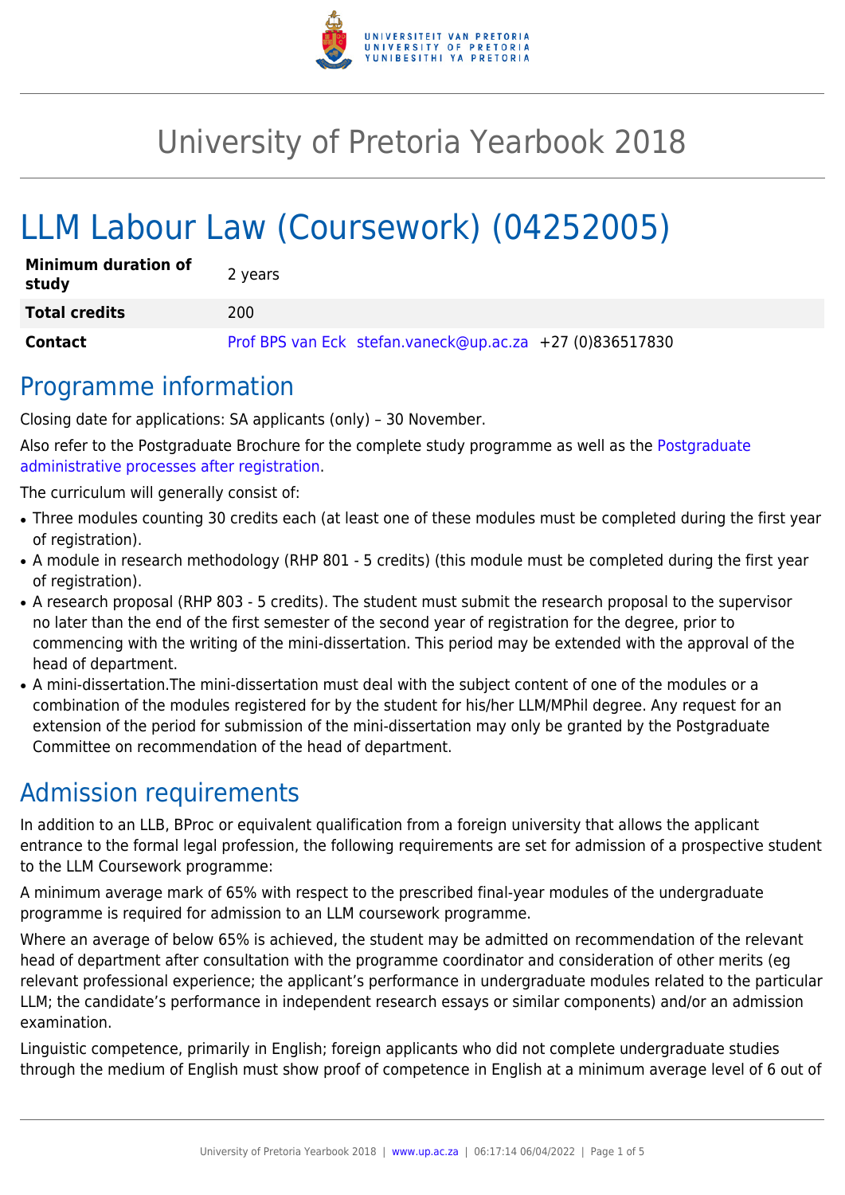# University of Pretoria Yearbook 2018

# LLM Labour Law (Coursework) (04252005)

| **Minimum duration of study** | 2 years |
|---|---|
| **Total credits** | 200 |
| **Contact** | Prof BPS van Eck stefan.vaneck@up.ac.za +27 (0)836517830 |

## Programme information

Closing date for applications: SA applicants (only) – 30 November.

Also refer to the Postgraduate Brochure for the complete study programme as well as the Postgraduate administrative processes after registration.

The curriculum will generally consist of:

- Three modules counting 30 credits each (at least one of these modules must be completed during the first year of registration).
- A module in research methodology (RHP 801 - 5 credits) (this module must be completed during the first year of registration).
- A research proposal (RHP 803 - 5 credits). The student must submit the research proposal to the supervisor no later than the end of the first semester of the second year of registration for the degree, prior to commencing with the writing of the mini-dissertation. This period may be extended with the approval of the head of department.
- A mini-dissertation.The mini-dissertation must deal with the subject content of one of the modules or a combination of the modules registered for by the student for his/her LLM/MPhil degree. Any request for an extension of the period for submission of the mini-dissertation may only be granted by the Postgraduate Committee on recommendation of the head of department.

## Admission requirements

In addition to an LLB, BProc or equivalent qualification from a foreign university that allows the applicant entrance to the formal legal profession, the following requirements are set for admission of a prospective student to the LLM Coursework programme:

A minimum average mark of 65% with respect to the prescribed final-year modules of the undergraduate programme is required for admission to an LLM coursework programme.

Where an average of below 65% is achieved, the student may be admitted on recommendation of the relevant head of department after consultation with the programme coordinator and consideration of other merits (eg relevant professional experience; the applicant's performance in undergraduate modules related to the particular LLM; the candidate's performance in independent research essays or similar components) and/or an admission examination.

Linguistic competence, primarily in English; foreign applicants who did not complete undergraduate studies through the medium of English must show proof of competence in English at a minimum average level of 6 out of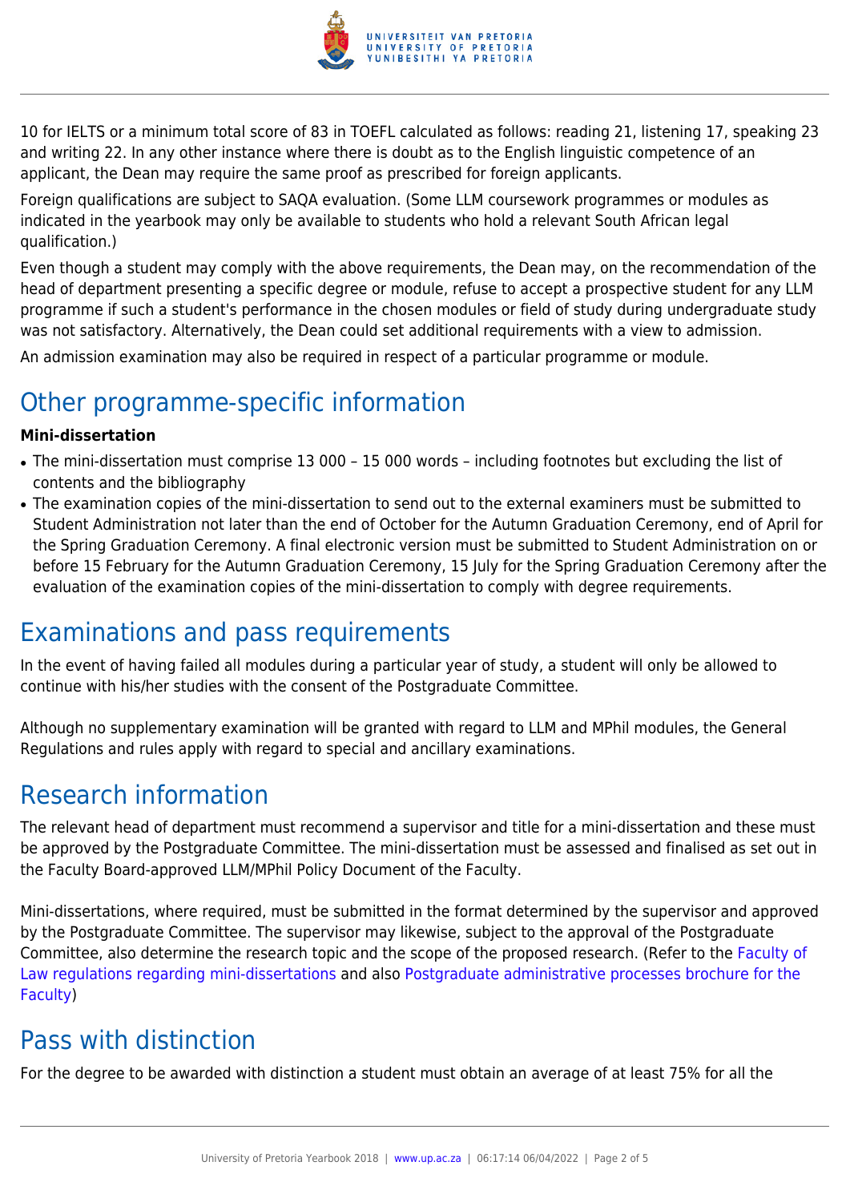10 for IELTS or a minimum total score of 83 in TOEFL calculated as follows: reading 21, listening 17, speaking 23 and writing 22. In any other instance where there is doubt as to the English linguistic competence of an applicant, the Dean may require the same proof as prescribed for foreign applicants.

Foreign qualifications are subject to SAQA evaluation. (Some LLM coursework programmes or modules as indicated in the yearbook may only be available to students who hold a relevant South African legal qualification.)

Even though a student may comply with the above requirements, the Dean may, on the recommendation of the head of department presenting a specific degree or module, refuse to accept a prospective student for any LLM programme if such a student's performance in the chosen modules or field of study during undergraduate study was not satisfactory. Alternatively, the Dean could set additional requirements with a view to admission.

An admission examination may also be required in respect of a particular programme or module.

## Other programme-specific information

**Mini-dissertation**

- The mini-dissertation must comprise 13 000 – 15 000 words – including footnotes but excluding the list of contents and the bibliography
- The examination copies of the mini-dissertation to send out to the external examiners must be submitted to Student Administration not later than the end of October for the Autumn Graduation Ceremony, end of April for the Spring Graduation Ceremony. A final electronic version must be submitted to Student Administration on or before 15 February for the Autumn Graduation Ceremony, 15 July for the Spring Graduation Ceremony after the evaluation of the examination copies of the mini-dissertation to comply with degree requirements.

## Examinations and pass requirements

In the event of having failed all modules during a particular year of study, a student will only be allowed to continue with his/her studies with the consent of the Postgraduate Committee.

Although no supplementary examination will be granted with regard to LLM and MPhil modules, the General Regulations and rules apply with regard to special and ancillary examinations.

## Research information

The relevant head of department must recommend a supervisor and title for a mini-dissertation and these must be approved by the Postgraduate Committee. The mini-dissertation must be assessed and finalised as set out in the Faculty Board-approved LLM/MPhil Policy Document of the Faculty.

Mini-dissertations, where required, must be submitted in the format determined by the supervisor and approved by the Postgraduate Committee. The supervisor may likewise, subject to the approval of the Postgraduate Committee, also determine the research topic and the scope of the proposed research. (Refer to the Faculty of Law regulations regarding mini-dissertations and also Postgraduate administrative processes brochure for the Faculty)

## Pass with distinction

For the degree to be awarded with distinction a student must obtain an average of at least 75% for all the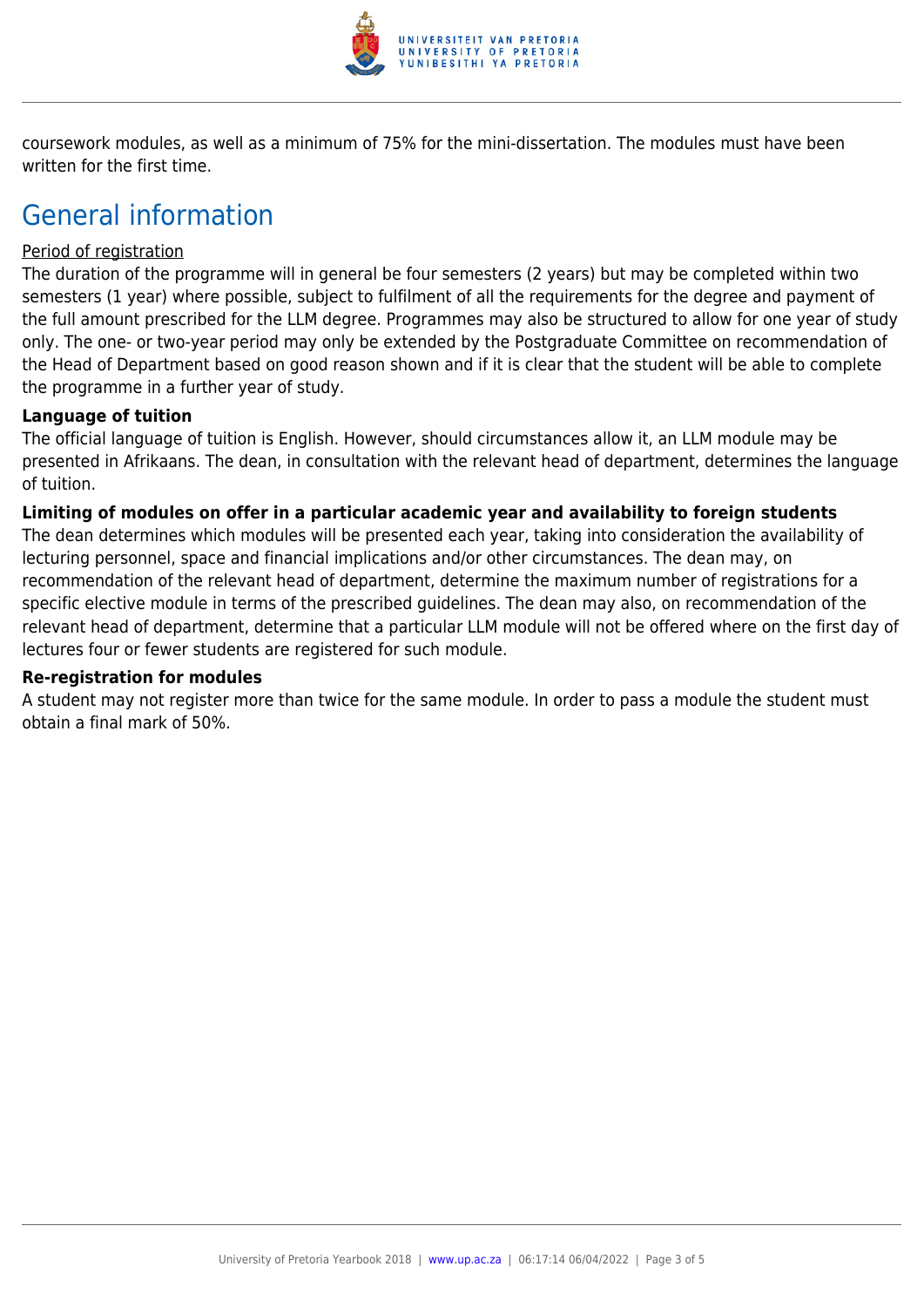coursework modules, as well as a minimum of 75% for the mini-dissertation. The modules must have been written for the first time.

## General information

Period of registration

The duration of the programme will in general be four semesters (2 years) but may be completed within two semesters (1 year) where possible, subject to fulfilment of all the requirements for the degree and payment of the full amount prescribed for the LLM degree. Programmes may also be structured to allow for one year of study only. The one- or two-year period may only be extended by the Postgraduate Committee on recommendation of the Head of Department based on good reason shown and if it is clear that the student will be able to complete the programme in a further year of study.

**Language of tuition**

The official language of tuition is English. However, should circumstances allow it, an LLM module may be presented in Afrikaans. The dean, in consultation with the relevant head of department, determines the language of tuition.

**Limiting of modules on offer in a particular academic year and availability to foreign students**

The dean determines which modules will be presented each year, taking into consideration the availability of lecturing personnel, space and financial implications and/or other circumstances. The dean may, on recommendation of the relevant head of department, determine the maximum number of registrations for a specific elective module in terms of the prescribed guidelines. The dean may also, on recommendation of the relevant head of department, determine that a particular LLM module will not be offered where on the first day of lectures four or fewer students are registered for such module.

**Re-registration for modules**

A student may not register more than twice for the same module. In order to pass a module the student must obtain a final mark of 50%.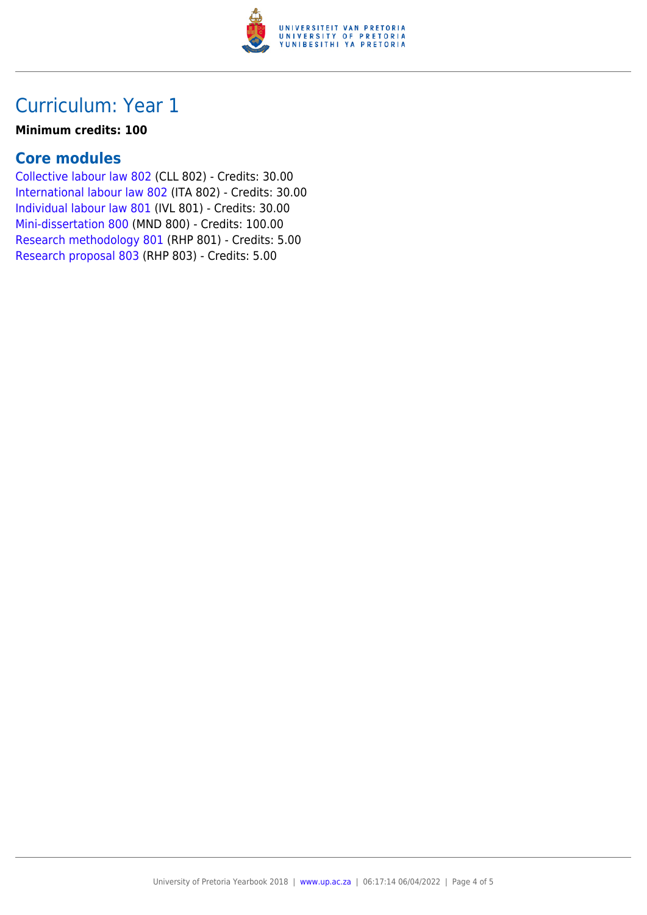## Curriculum: Year 1

**Minimum credits: 100**

### Core modules

Collective labour law 802 (CLL 802) - Credits: 30.00
International labour law 802 (ITA 802) - Credits: 30.00
Individual labour law 801 (IVL 801) - Credits: 30.00
Mini-dissertation 800 (MND 800) - Credits: 100.00
Research methodology 801 (RHP 801) - Credits: 5.00
Research proposal 803 (RHP 803) - Credits: 5.00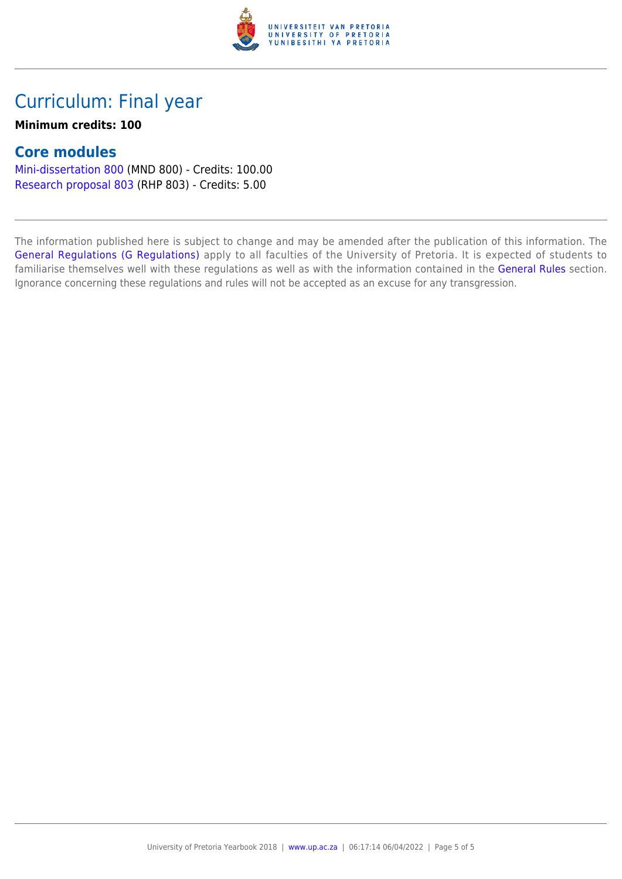## Curriculum: Final year

**Minimum credits: 100**

### Core modules

Mini-dissertation 800 (MND 800) - Credits: 100.00
Research proposal 803 (RHP 803) - Credits: 5.00

The information published here is subject to change and may be amended after the publication of this information. The General Regulations (G Regulations) apply to all faculties of the University of Pretoria. It is expected of students to familiarise themselves well with these regulations as well as with the information contained in the General Rules section. Ignorance concerning these regulations and rules will not be accepted as an excuse for any transgression.